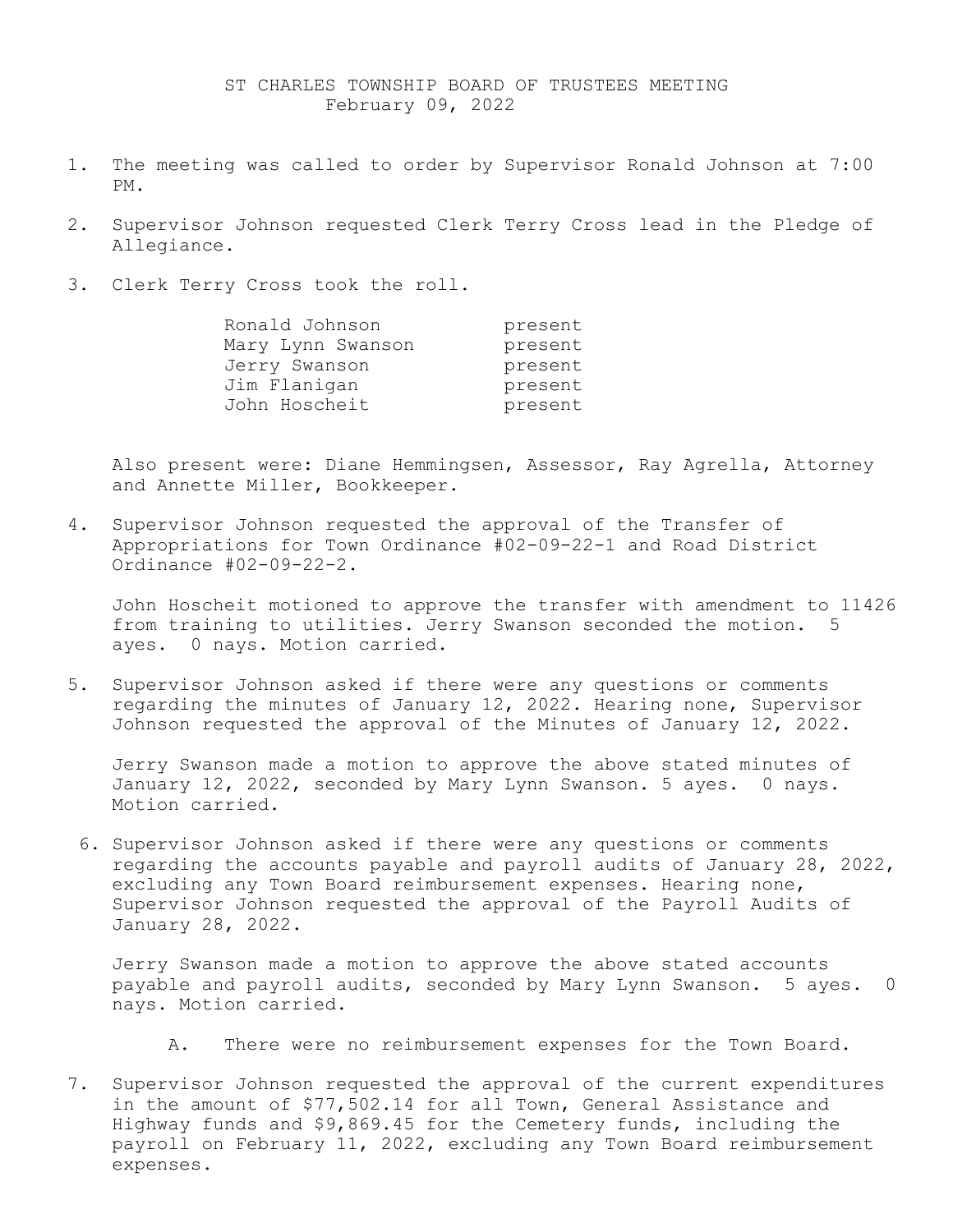# ST CHARLES TOWNSHIP BOARD OF TRUSTEES MEETING
## February 09, 2022

1. The meeting was called to order by Supervisor Ronald Johnson at 7:00 PM.

2. Supervisor Johnson requested Clerk Terry Cross lead in the Pledge of Allegiance.

3. Clerk Terry Cross took the roll.

| | |
|---|---|
| Ronald Johnson | present |
| Mary Lynn Swanson | present |
| Jerry Swanson | present |
| Jim Flanigan | present |
| John Hoscheit | present |

   Also present were: Diane Hemmingsen, Assessor, Ray Agrella, Attorney and Annette Miller, Bookkeeper.

4. Supervisor Johnson requested the approval of the Transfer of Appropriations for Town Ordinance #02-09-22-1 and Road District Ordinance #02-09-22-2.

   John Hoscheit motioned to approve the transfer with amendment to 11426 from training to utilities. Jerry Swanson seconded the motion. 5 ayes. 0 nays. Motion carried.

5. Supervisor Johnson asked if there were any questions or comments regarding the minutes of January 12, 2022. Hearing none, Supervisor Johnson requested the approval of the Minutes of January 12, 2022.

   Jerry Swanson made a motion to approve the above stated minutes of January 12, 2022, seconded by Mary Lynn Swanson. 5 ayes. 0 nays. Motion carried.

6. Supervisor Johnson asked if there were any questions or comments regarding the accounts payable and payroll audits of January 28, 2022, excluding any Town Board reimbursement expenses. Hearing none, Supervisor Johnson requested the approval of the Payroll Audits of January 28, 2022.

   Jerry Swanson made a motion to approve the above stated accounts payable and payroll audits, seconded by Mary Lynn Swanson. 5 ayes. 0 nays. Motion carried.

   A. There were no reimbursement expenses for the Town Board.

7. Supervisor Johnson requested the approval of the current expenditures in the amount of $77,502.14 for all Town, General Assistance and Highway funds and $9,869.45 for the Cemetery funds, including the payroll on February 11, 2022, excluding any Town Board reimbursement expenses.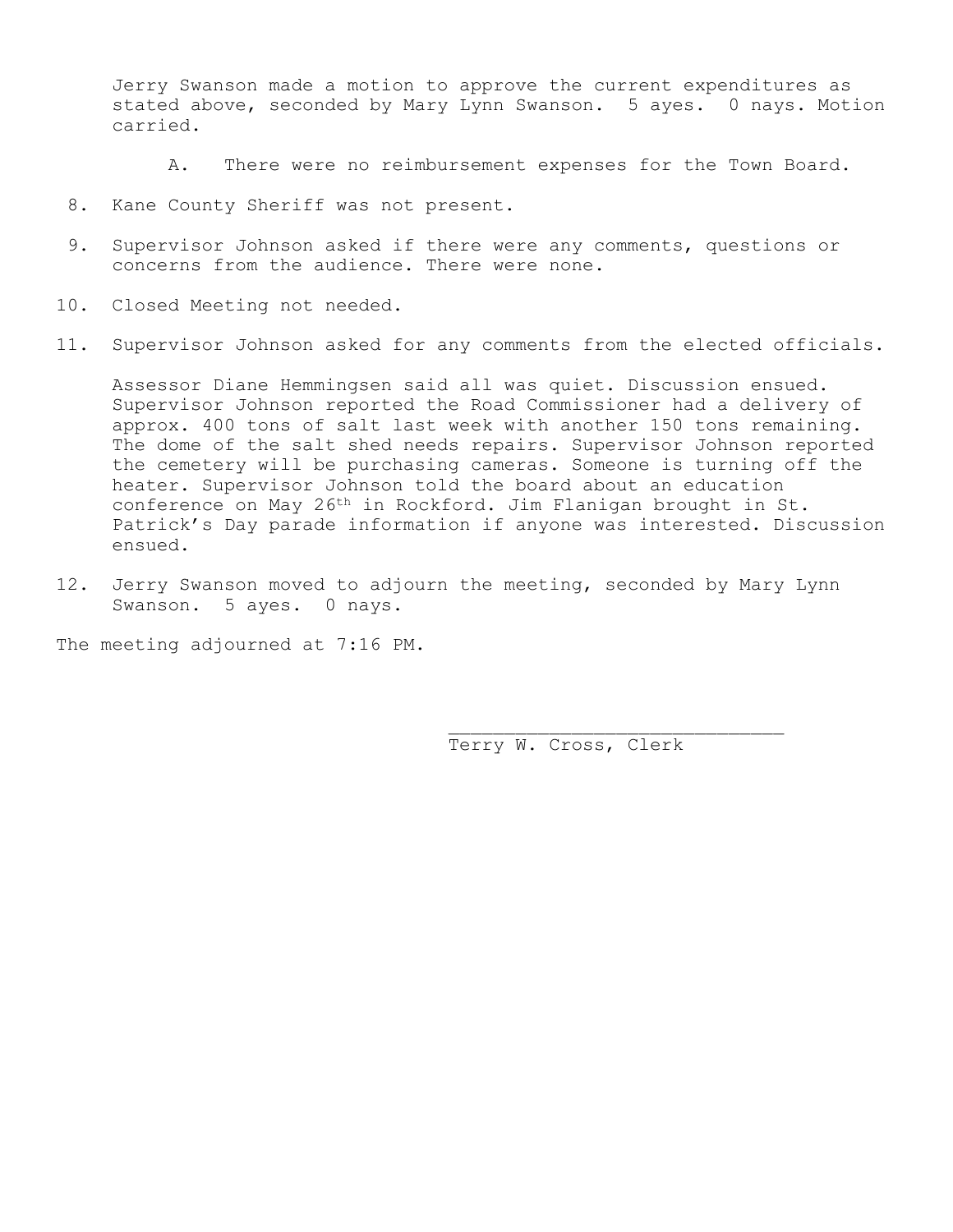Jerry Swanson made a motion to approve the current expenditures as stated above, seconded by Mary Lynn Swanson. 5 ayes. 0 nays. Motion carried.

A. There were no reimbursement expenses for the Town Board.

8. Kane County Sheriff was not present.

9. Supervisor Johnson asked if there were any comments, questions or concerns from the audience. There were none.

10. Closed Meeting not needed.

11. Supervisor Johnson asked for any comments from the elected officials.

    Assessor Diane Hemmingsen said all was quiet. Discussion ensued. Supervisor Johnson reported the Road Commissioner had a delivery of approx. 400 tons of salt last week with another 150 tons remaining. The dome of the salt shed needs repairs. Supervisor Johnson reported the cemetery will be purchasing cameras. Someone is turning off the heater. Supervisor Johnson told the board about an education conference on May 26th in Rockford. Jim Flanigan brought in St. Patrick's Day parade information if anyone was interested. Discussion ensued.

12. Jerry Swanson moved to adjourn the meeting, seconded by Mary Lynn Swanson. 5 ayes. 0 nays.

The meeting adjourned at 7:16 PM.

\_\_\_\_\_\_\_\_\_\_\_\_\_\_\_\_\_\_\_\_\_\_\_\_\_\_\_\_\_\_

Terry W. Cross, Clerk